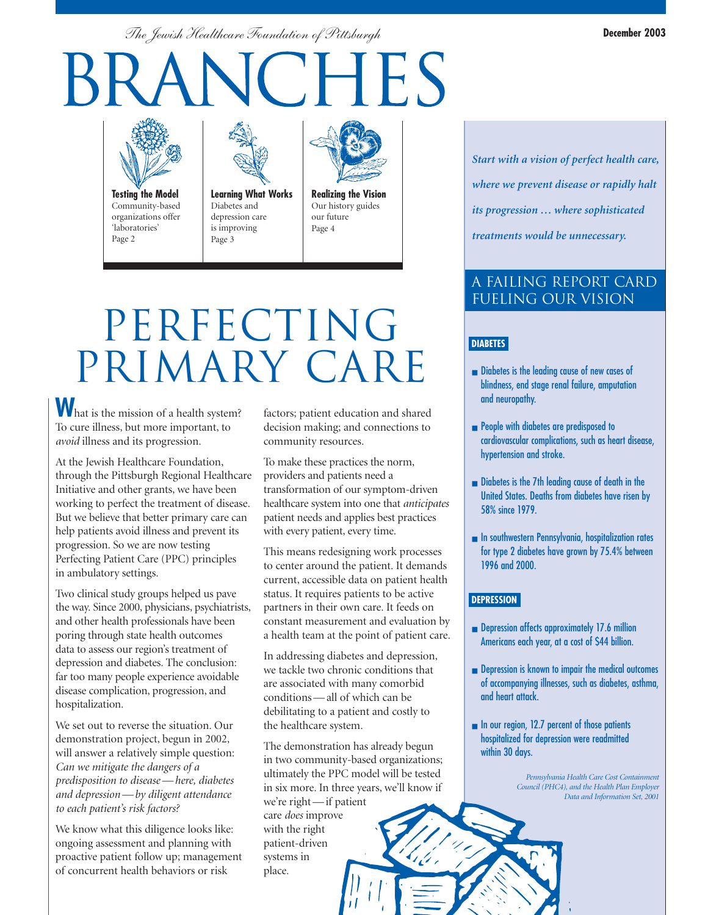*The Jewish Healthcare Foundation of Pittsburgh*

December 2003

# BRANCHES

**Testing the Model**
Community-based organizations offer 'laboratories'
Page 2

**Learning What Works**
Diabetes and depression care is improving
Page 3

**Realizing the Vision**
Our history guides our future
Page 4

# PERFECTING PRIMARY CARE

What is the mission of a health system? To cure illness, but more important, to *avoid* illness and its progression.

At the Jewish Healthcare Foundation, through the Pittsburgh Regional Healthcare Initiative and other grants, we have been working to perfect the treatment of disease. But we believe that better primary care can help patients avoid illness and prevent its progression. So we are now testing Perfecting Patient Care (PPC) principles in ambulatory settings.

Two clinical study groups helped us pave the way. Since 2000, physicians, psychiatrists, and other health professionals have been poring through state health outcomes data to assess our region's treatment of depression and diabetes. The conclusion: far too many people experience avoidable disease complication, progression, and hospitalization.

We set out to reverse the situation. Our demonstration project, begun in 2002, will answer a relatively simple question: *Can we mitigate the dangers of a predisposition to disease — here, diabetes and depression — by diligent attendance to each patient's risk factors?*

We know what this diligence looks like: ongoing assessment and planning with proactive patient follow up; management of concurrent health behaviors or risk factors; patient education and shared decision making; and connections to community resources.

To make these practices the norm, providers and patients need a transformation of our symptom-driven healthcare system into one that *anticipates* patient needs and applies best practices with every patient, every time.

This means redesigning work processes to center around the patient. It demands current, accessible data on patient health status. It requires patients to be active partners in their own care. It feeds on constant measurement and evaluation by a health team at the point of patient care.

In addressing diabetes and depression, we tackle two chronic conditions that are associated with many comorbid conditions — all of which can be debilitating to a patient and costly to the healthcare system.

The demonstration has already begun in two community-based organizations; ultimately the PPC model will be tested in six more. In three years, we'll know if we're right — if patient care *does* improve with the right patient-driven systems in place.

***Start with a vision of perfect health care, where we prevent disease or rapidly halt its progression … where sophisticated treatments would be unnecessary.***

## A FAILING REPORT CARD FUELING OUR VISION

**DIABETES**

- Diabetes is the leading cause of new cases of blindness, end stage renal failure, amputation and neuropathy.
- People with diabetes are predisposed to cardiovascular complications, such as heart disease, hypertension and stroke.
- Diabetes is the 7th leading cause of death in the United States. Deaths from diabetes have risen by 58% since 1979.
- In southwestern Pennsylvania, hospitalization rates for type 2 diabetes have grown by 75.4% between 1996 and 2000.

**DEPRESSION**

- Depression affects approximately 17.6 million Americans each year, at a cost of $44 billion.
- Depression is known to impair the medical outcomes of accompanying illnesses, such as diabetes, asthma, and heart attack.
- In our region, 12.7 percent of those patients hospitalized for depression were readmitted within 30 days.

*Pennsylvania Health Care Cost Containment Council (PHC4), and the Health Plan Employer Data and Information Set, 2001*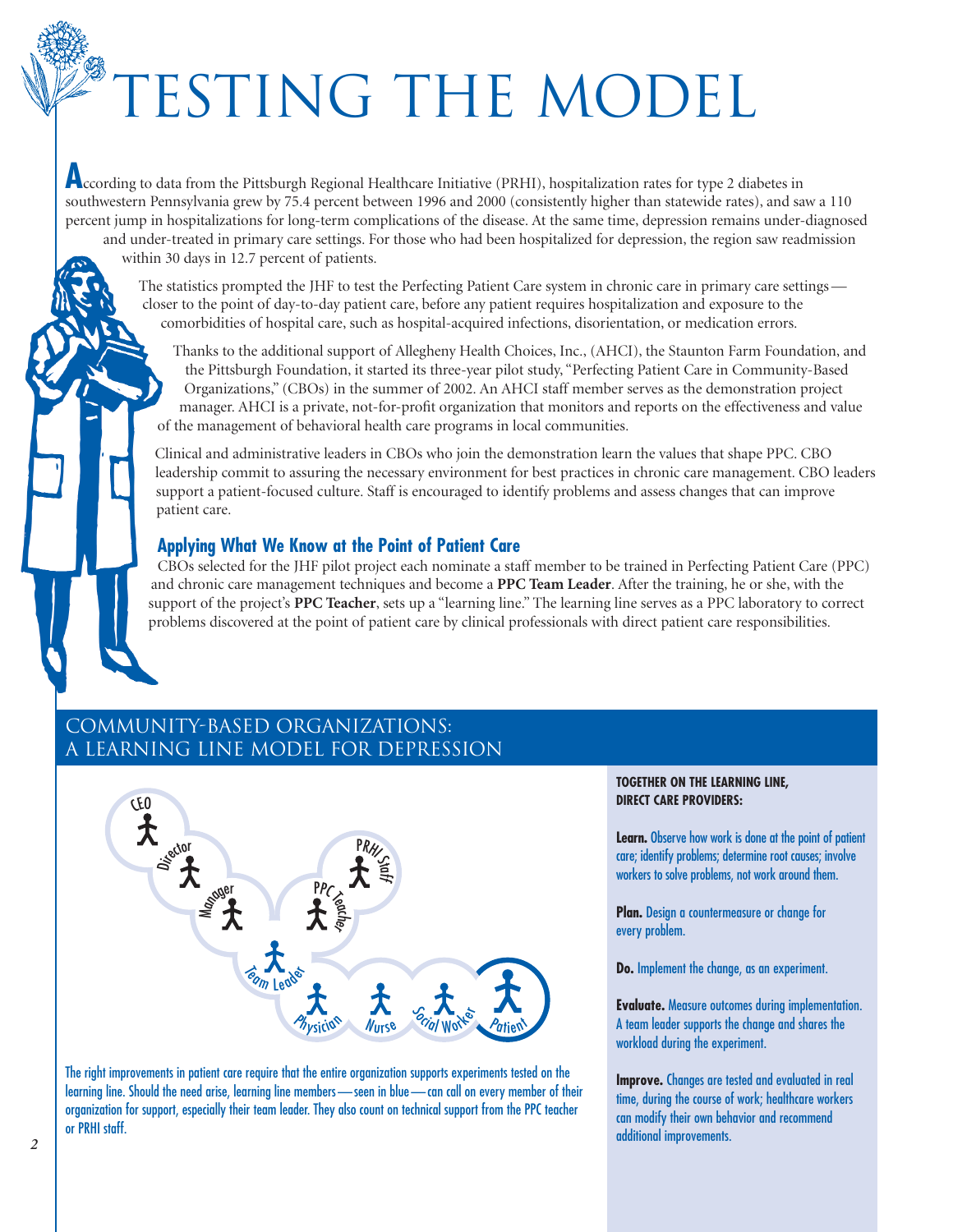# TESTING THE MODEL

According to data from the Pittsburgh Regional Healthcare Initiative (PRHI), hospitalization rates for type 2 diabetes in southwestern Pennsylvania grew by 75.4 percent between 1996 and 2000 (consistently higher than statewide rates), and saw a 110 percent jump in hospitalizations for long-term complications of the disease. At the same time, depression remains under-diagnosed and under-treated in primary care settings. For those who had been hospitalized for depression, the region saw readmission within 30 days in 12.7 percent of patients.

The statistics prompted the JHF to test the Perfecting Patient Care system in chronic care in primary care settings—closer to the point of day-to-day patient care, before any patient requires hospitalization and exposure to the comorbidities of hospital care, such as hospital-acquired infections, disorientation, or medication errors.

Thanks to the additional support of Allegheny Health Choices, Inc., (AHCI), the Staunton Farm Foundation, and the Pittsburgh Foundation, it started its three-year pilot study, "Perfecting Patient Care in Community-Based Organizations," (CBOs) in the summer of 2002. An AHCI staff member serves as the demonstration project manager. AHCI is a private, not-for-profit organization that monitors and reports on the effectiveness and value of the management of behavioral health care programs in local communities.

Clinical and administrative leaders in CBOs who join the demonstration learn the values that shape PPC. CBO leadership commit to assuring the necessary environment for best practices in chronic care management. CBO leaders support a patient-focused culture. Staff is encouraged to identify problems and assess changes that can improve patient care.

### Applying What We Know at the Point of Patient Care

CBOs selected for the JHF pilot project each nominate a staff member to be trained in Perfecting Patient Care (PPC) and chronic care management techniques and become a **PPC Team Leader**. After the training, he or she, with the support of the project's **PPC Teacher**, sets up a "learning line." The learning line serves as a PPC laboratory to correct problems discovered at the point of patient care by clinical professionals with direct patient care responsibilities.

## COMMUNITY-BASED ORGANIZATIONS: A LEARNING LINE MODEL FOR DEPRESSION

CEO, Director, Manager, PRHI Staff, PPC Teacher, Team Leader, Physician, Nurse, Social Worker, Patient

The right improvements in patient care require that the entire organization supports experiments tested on the learning line. Should the need arise, learning line members—seen in blue—can call on every member of their organization for support, especially their team leader. They also count on technical support from the PPC teacher or PRHI staff.

**TOGETHER ON THE LEARNING LINE, DIRECT CARE PROVIDERS:**

**Learn.** Observe how work is done at the point of patient care; identify problems; determine root causes; involve workers to solve problems, not work around them.

**Plan.** Design a countermeasure or change for every problem.

**Do.** Implement the change, as an experiment.

**Evaluate.** Measure outcomes during implementation. A team leader supports the change and shares the workload during the experiment.

**Improve.** Changes are tested and evaluated in real time, during the course of work; healthcare workers can modify their own behavior and recommend additional improvements.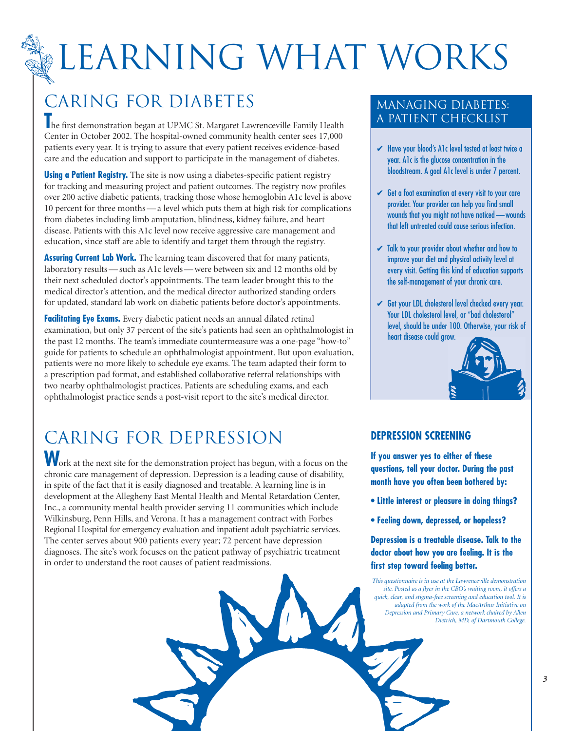# LEARNING WHAT WORKS

## CARING FOR DIABETES

The first demonstration began at UPMC St. Margaret Lawrenceville Family Health Center in October 2002. The hospital-owned community health center sees 17,000 patients every year. It is trying to assure that every patient receives evidence-based care and the education and support to participate in the management of diabetes.

**Using a Patient Registry.** The site is now using a diabetes-specific patient registry for tracking and measuring project and patient outcomes. The registry now profiles over 200 active diabetic patients, tracking those whose hemoglobin A1c level is above 10 percent for three months—a level which puts them at high risk for complications from diabetes including limb amputation, blindness, kidney failure, and heart disease. Patients with this A1c level now receive aggressive care management and education, since staff are able to identify and target them through the registry.

**Assuring Current Lab Work.** The learning team discovered that for many patients, laboratory results—such as A1c levels—were between six and 12 months old by their next scheduled doctor's appointments. The team leader brought this to the medical director's attention, and the medical director authorized standing orders for updated, standard lab work on diabetic patients before doctor's appointments.

**Facilitating Eye Exams.** Every diabetic patient needs an annual dilated retinal examination, but only 37 percent of the site's patients had seen an ophthalmologist in the past 12 months. The team's immediate countermeasure was a one-page "how-to" guide for patients to schedule an ophthalmologist appointment. But upon evaluation, patients were no more likely to schedule eye exams. The team adapted their form to a prescription pad format, and established collaborative referral relationships with two nearby ophthalmologist practices. Patients are scheduling exams, and each ophthalmologist practice sends a post-visit report to the site's medical director.

### MANAGING DIABETES: A PATIENT CHECKLIST

- ✔ Have your blood's A1c level tested at least twice a year. A1c is the glucose concentration in the bloodstream. A goal A1c level is under 7 percent.
- ✔ Get a foot examination at every visit to your care provider. Your provider can help you find small wounds that you might not have noticed—wounds that left untreated could cause serious infection.
- ✔ Talk to your provider about whether and how to improve your diet and physical activity level at every visit. Getting this kind of education supports the self-management of your chronic care.
- ✔ Get your LDL cholesterol level checked every year. Your LDL cholesterol level, or "bad cholesterol" level, should be under 100. Otherwise, your risk of heart disease could grow.

## CARING FOR DEPRESSION

Work at the next site for the demonstration project has begun, with a focus on the chronic care management of depression. Depression is a leading cause of disability, in spite of the fact that it is easily diagnosed and treatable. A learning line is in development at the Allegheny East Mental Health and Mental Retardation Center, Inc., a community mental health provider serving 11 communities which include Wilkinsburg, Penn Hills, and Verona. It has a management contract with Forbes Regional Hospital for emergency evaluation and inpatient adult psychiatric services. The center serves about 900 patients every year; 72 percent have depression diagnoses. The site's work focuses on the patient pathway of psychiatric treatment in order to understand the root causes of patient readmissions.

### DEPRESSION SCREENING

**If you answer yes to either of these questions, tell your doctor. During the past month have you often been bothered by:**

- **Little interest or pleasure in doing things?**
- **Feeling down, depressed, or hopeless?**

**Depression is a treatable disease. Talk to the doctor about how you are feeling. It is the first step toward feeling better.**

*This questionnaire is in use at the Lawrenceville demonstration site. Posted as a flyer in the CBO's waiting room, it offers a quick, clear, and stigma-free screening and education tool. It is adapted from the work of the MacArthur Initiative on Depression and Primary Care, a network chaired by Allen Dietrich, MD, of Dartmouth College.*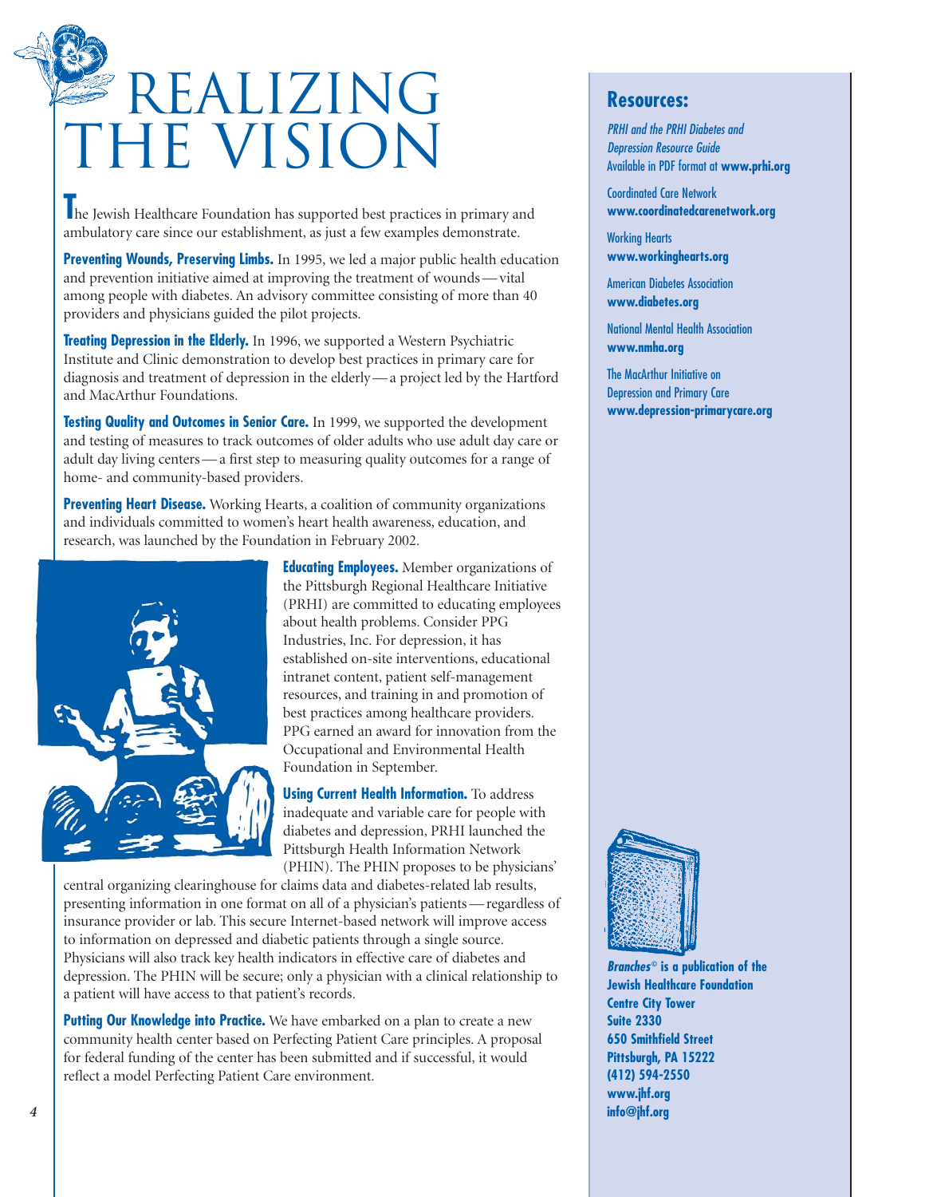# REALIZING THE VISION

The Jewish Healthcare Foundation has supported best practices in primary and ambulatory care since our establishment, as just a few examples demonstrate.

**Preventing Wounds, Preserving Limbs.** In 1995, we led a major public health education and prevention initiative aimed at improving the treatment of wounds — vital among people with diabetes. An advisory committee consisting of more than 40 providers and physicians guided the pilot projects.

**Treating Depression in the Elderly.** In 1996, we supported a Western Psychiatric Institute and Clinic demonstration to develop best practices in primary care for diagnosis and treatment of depression in the elderly — a project led by the Hartford and MacArthur Foundations.

**Testing Quality and Outcomes in Senior Care.** In 1999, we supported the development and testing of measures to track outcomes of older adults who use adult day care or adult day living centers — a first step to measuring quality outcomes for a range of home- and community-based providers.

**Preventing Heart Disease.** Working Hearts, a coalition of community organizations and individuals committed to women's heart health awareness, education, and research, was launched by the Foundation in February 2002.

**Educating Employees.** Member organizations of the Pittsburgh Regional Healthcare Initiative (PRHI) are committed to educating employees about health problems. Consider PPG Industries, Inc. For depression, it has established on-site interventions, educational intranet content, patient self-management resources, and training in and promotion of best practices among healthcare providers. PPG earned an award for innovation from the Occupational and Environmental Health Foundation in September.

**Using Current Health Information.** To address inadequate and variable care for people with diabetes and depression, PRHI launched the Pittsburgh Health Information Network (PHIN). The PHIN proposes to be physicians' central organizing clearinghouse for claims data and diabetes-related lab results, presenting information in one format on all of a physician's patients — regardless of insurance provider or lab. This secure Internet-based network will improve access to information on depressed and diabetic patients through a single source. Physicians will also track key health indicators in effective care of diabetes and depression. The PHIN will be secure; only a physician with a clinical relationship to a patient will have access to that patient's records.

**Putting Our Knowledge into Practice.** We have embarked on a plan to create a new community health center based on Perfecting Patient Care principles. A proposal for federal funding of the center has been submitted and if successful, it would reflect a model Perfecting Patient Care environment.

## Resources:

*PRHI and the PRHI Diabetes and Depression Resource Guide*
Available in PDF format at **www.prhi.org**

Coordinated Care Network
**www.coordinatedcarenetwork.org**

Working Hearts
**www.workinghearts.org**

American Diabetes Association
**www.diabetes.org**

National Mental Health Association
**www.nmha.org**

The MacArthur Initiative on Depression and Primary Care
**www.depression-primarycare.org**

***Branches*© is a publication of the Jewish Healthcare Foundation**
**Centre City Tower**
**Suite 2330**
**650 Smithfield Street**
**Pittsburgh, PA 15222**
**(412) 594-2550**
**www.jhf.org**
**info@jhf.org**